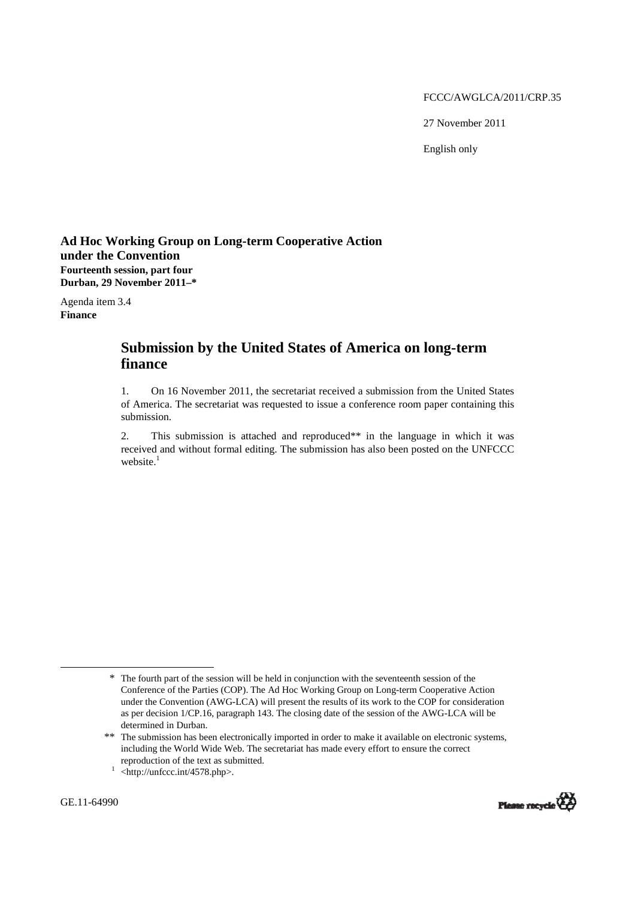FCCC/AWGLCA/2011/CRP.35

27 November 2011

English only

**Ad Hoc Working Group on Long-term Cooperative Action under the Convention**
**Fourteenth session, part four**
**Durban, 29 November 2011–***

Agenda item 3.4
**Finance**

# Submission by the United States of America on long-term finance

1. On 16 November 2011, the secretariat received a submission from the United States of America. The secretariat was requested to issue a conference room paper containing this submission.

2. This submission is attached and reproduced** in the language in which it was received and without formal editing. The submission has also been posted on the UNFCCC website.[1]

---

\* The fourth part of the session will be held in conjunction with the seventeenth session of the Conference of the Parties (COP). The Ad Hoc Working Group on Long-term Cooperative Action under the Convention (AWG-LCA) will present the results of its work to the COP for consideration as per decision 1/CP.16, paragraph 143. The closing date of the session of the AWG-LCA will be determined in Durban.

\*\* The submission has been electronically imported in order to make it available on electronic systems, including the World Wide Web. The secretariat has made every effort to ensure the correct reproduction of the text as submitted.

[1] <http://unfccc.int/4578.php>.

GE.11-64990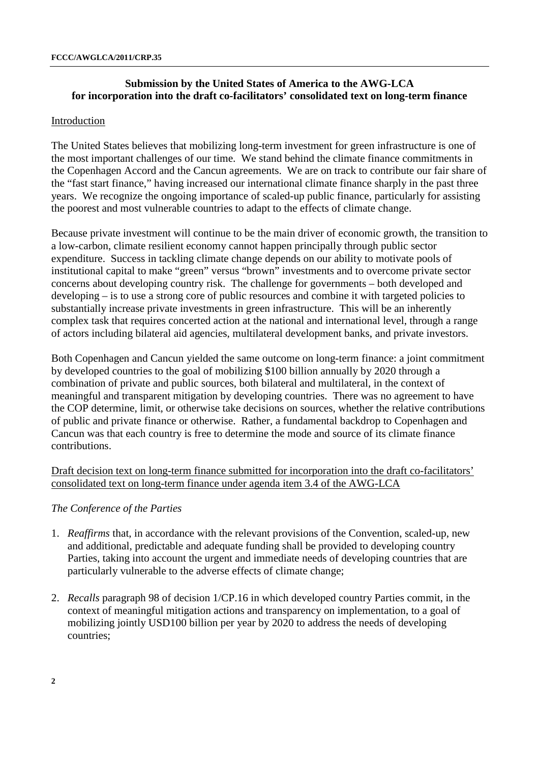**Submission by the United States of America to the AWG-LCA for incorporation into the draft co-facilitators' consolidated text on long-term finance**

Introduction

The United States believes that mobilizing long-term investment for green infrastructure is one of the most important challenges of our time. We stand behind the climate finance commitments in the Copenhagen Accord and the Cancun agreements. We are on track to contribute our fair share of the "fast start finance," having increased our international climate finance sharply in the past three years. We recognize the ongoing importance of scaled-up public finance, particularly for assisting the poorest and most vulnerable countries to adapt to the effects of climate change.

Because private investment will continue to be the main driver of economic growth, the transition to a low-carbon, climate resilient economy cannot happen principally through public sector expenditure. Success in tackling climate change depends on our ability to motivate pools of institutional capital to make "green" versus "brown" investments and to overcome private sector concerns about developing country risk. The challenge for governments – both developed and developing – is to use a strong core of public resources and combine it with targeted policies to substantially increase private investments in green infrastructure. This will be an inherently complex task that requires concerted action at the national and international level, through a range of actors including bilateral aid agencies, multilateral development banks, and private investors.

Both Copenhagen and Cancun yielded the same outcome on long-term finance: a joint commitment by developed countries to the goal of mobilizing $100 billion annually by 2020 through a combination of private and public sources, both bilateral and multilateral, in the context of meaningful and transparent mitigation by developing countries. There was no agreement to have the COP determine, limit, or otherwise take decisions on sources, whether the relative contributions of public and private finance or otherwise. Rather, a fundamental backdrop to Copenhagen and Cancun was that each country is free to determine the mode and source of its climate finance contributions.

Draft decision text on long-term finance submitted for incorporation into the draft co-facilitators' consolidated text on long-term finance under agenda item 3.4 of the AWG-LCA

*The Conference of the Parties*

1. *Reaffirms* that, in accordance with the relevant provisions of the Convention, scaled-up, new and additional, predictable and adequate funding shall be provided to developing country Parties, taking into account the urgent and immediate needs of developing countries that are particularly vulnerable to the adverse effects of climate change;

2. *Recalls* paragraph 98 of decision 1/CP.16 in which developed country Parties commit, in the context of meaningful mitigation actions and transparency on implementation, to a goal of mobilizing jointly USD100 billion per year by 2020 to address the needs of developing countries;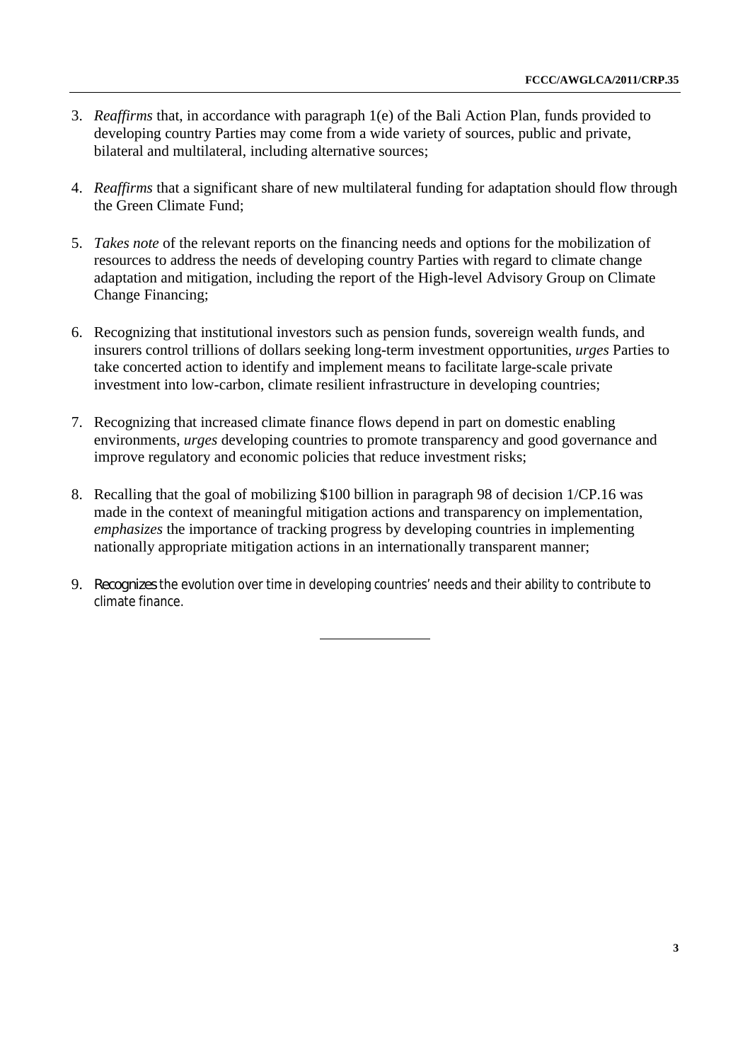3. *Reaffirms* that, in accordance with paragraph 1(e) of the Bali Action Plan, funds provided to developing country Parties may come from a wide variety of sources, public and private, bilateral and multilateral, including alternative sources;

4. *Reaffirms* that a significant share of new multilateral funding for adaptation should flow through the Green Climate Fund;

5. *Takes note* of the relevant reports on the financing needs and options for the mobilization of resources to address the needs of developing country Parties with regard to climate change adaptation and mitigation, including the report of the High-level Advisory Group on Climate Change Financing;

6. Recognizing that institutional investors such as pension funds, sovereign wealth funds, and insurers control trillions of dollars seeking long-term investment opportunities, *urges* Parties to take concerted action to identify and implement means to facilitate large-scale private investment into low-carbon, climate resilient infrastructure in developing countries;

7. Recognizing that increased climate finance flows depend in part on domestic enabling environments, *urges* developing countries to promote transparency and good governance and improve regulatory and economic policies that reduce investment risks;

8. Recalling that the goal of mobilizing $100 billion in paragraph 98 of decision 1/CP.16 was made in the context of meaningful mitigation actions and transparency on implementation, *emphasizes* the importance of tracking progress by developing countries in implementing nationally appropriate mitigation actions in an internationally transparent manner;

9. *Recognizes* the evolution over time in developing countries' needs and their ability to contribute to climate finance.